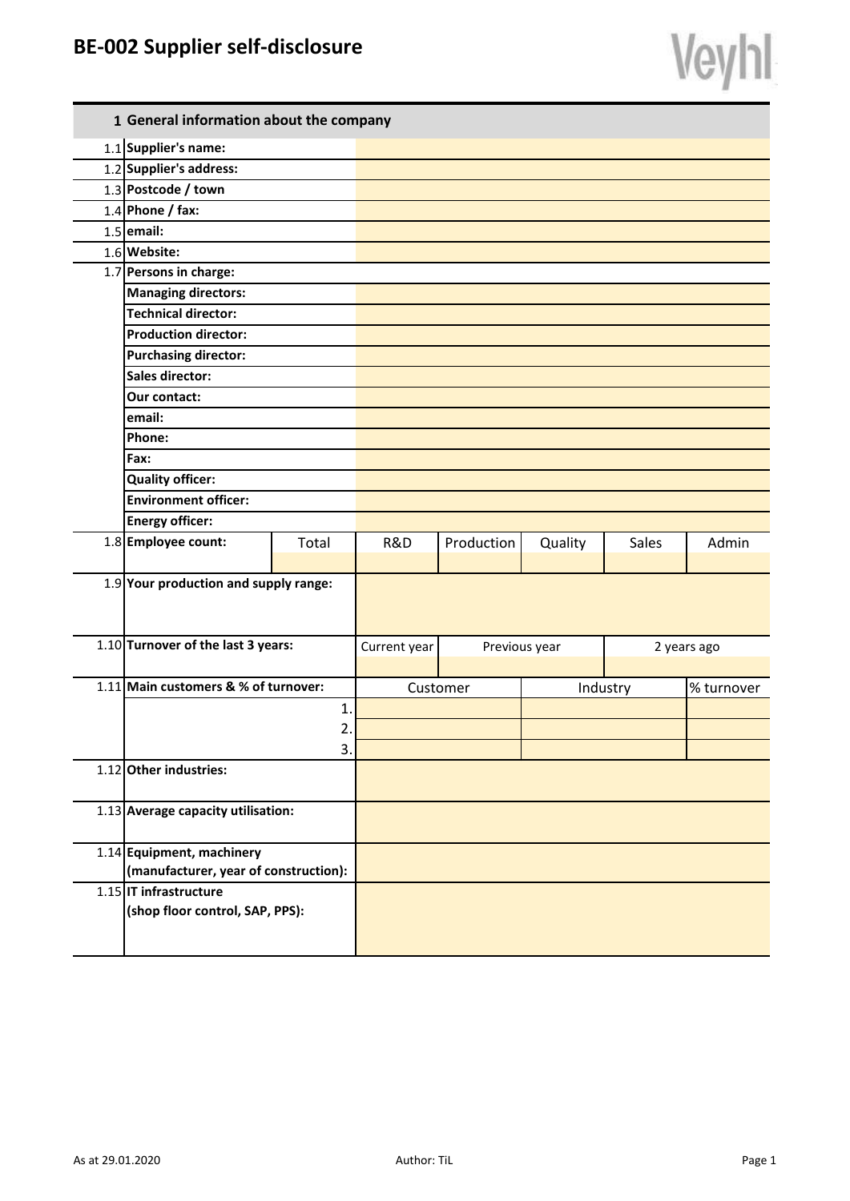# BE-002 Supplier self-disclosure

Veyhl

| 1 | General information about the company | | | | | | |
|---|---|---|---|---|---|---|---|
| 1.1 | **Supplier's name:** | | | | | | |
| 1.2 | **Supplier's address:** | | | | | | |
| 1.3 | **Postcode / town** | | | | | | |
| 1.4 | **Phone / fax:** | | | | | | |
| 1.5 | **email:** | | | | | | |
| 1.6 | **Website:** | | | | | | |
| 1.7 | **Persons in charge:** | | | | | | |
| | **Managing directors:** | | | | | | |
| | **Technical director:** | | | | | | |
| | **Production director:** | | | | | | |
| | **Purchasing director:** | | | | | | |
| | **Sales director:** | | | | | | |
| | **Our contact:** | | | | | | |
| | **email:** | | | | | | |
| | **Phone:** | | | | | | |
| | **Fax:** | | | | | | |
| | **Quality officer:** | | | | | | |
| | **Environment officer:** | | | | | | |
| | **Energy officer:** | | | | | | |
| 1.8 | **Employee count:** | Total | R&D | Production | Quality | Sales | Admin |
| | | | | | | | |
| 1.9 | **Your production and supply range:** | | | | | | |
| 1.10 | **Turnover of the last 3 years:** | | Current year | Previous year | | 2 years ago | |
| | | | | | | | |
| 1.11 | **Main customers & % of turnover:** | | Customer | | Industry | | % turnover |
| | | 1. | | | | | |
| | | 2. | | | | | |
| | | 3. | | | | | |
| 1.12 | **Other industries:** | | | | | | |
| 1.13 | **Average capacity utilisation:** | | | | | | |
| 1.14 | **Equipment, machinery (manufacturer, year of construction):** | | | | | | |
| 1.15 | **IT infrastructure (shop floor control, SAP, PPS):** | | | | | | |

As at 29.01.2020 | Author: TiL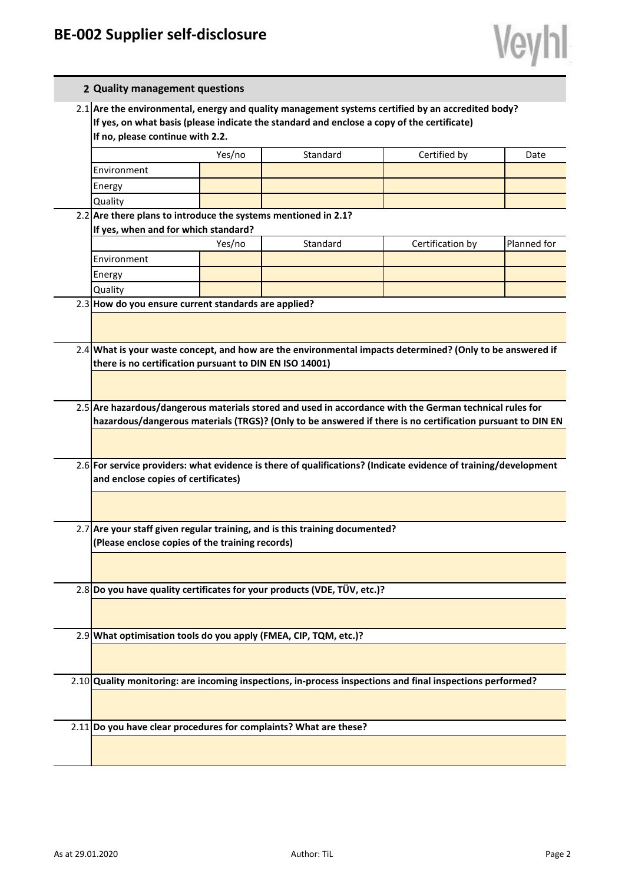## 2 Quality management questions

**2.1 Are the environmental, energy and quality management systems certified by an accredited body? If yes, on what basis (please indicate the standard and enclose a copy of the certificate) If no, please continue with 2.2.**

| | Yes/no | Standard | Certified by | Date |
|---|---|---|---|---|
| Environment | | | | |
| Energy | | | | |
| Quality | | | | |

**2.2 Are there plans to introduce the systems mentioned in 2.1? If yes, when and for which standard?**

| | Yes/no | Standard | Certification by | Planned for |
|---|---|---|---|---|
| Environment | | | | |
| Energy | | | | |
| Quality | | | | |

**2.3 How do you ensure current standards are applied?**

**2.4 What is your waste concept, and how are the environmental impacts determined? (Only to be answered if there is no certification pursuant to DIN EN ISO 14001)**

**2.5 Are hazardous/dangerous materials stored and used in accordance with the German technical rules for hazardous/dangerous materials (TRGS)? (Only to be answered if there is no certification pursuant to DIN EN**

**2.6 For service providers: what evidence is there of qualifications? (Indicate evidence of training/development and enclose copies of certificates)**

**2.7 Are your staff given regular training, and is this training documented? (Please enclose copies of the training records)**

**2.8 Do you have quality certificates for your products (VDE, TÜV, etc.)?**

**2.9 What optimisation tools do you apply (FMEA, CIP, TQM, etc.)?**

**2.10 Quality monitoring: are incoming inspections, in-process inspections and final inspections performed?**

**2.11 Do you have clear procedures for complaints? What are these?**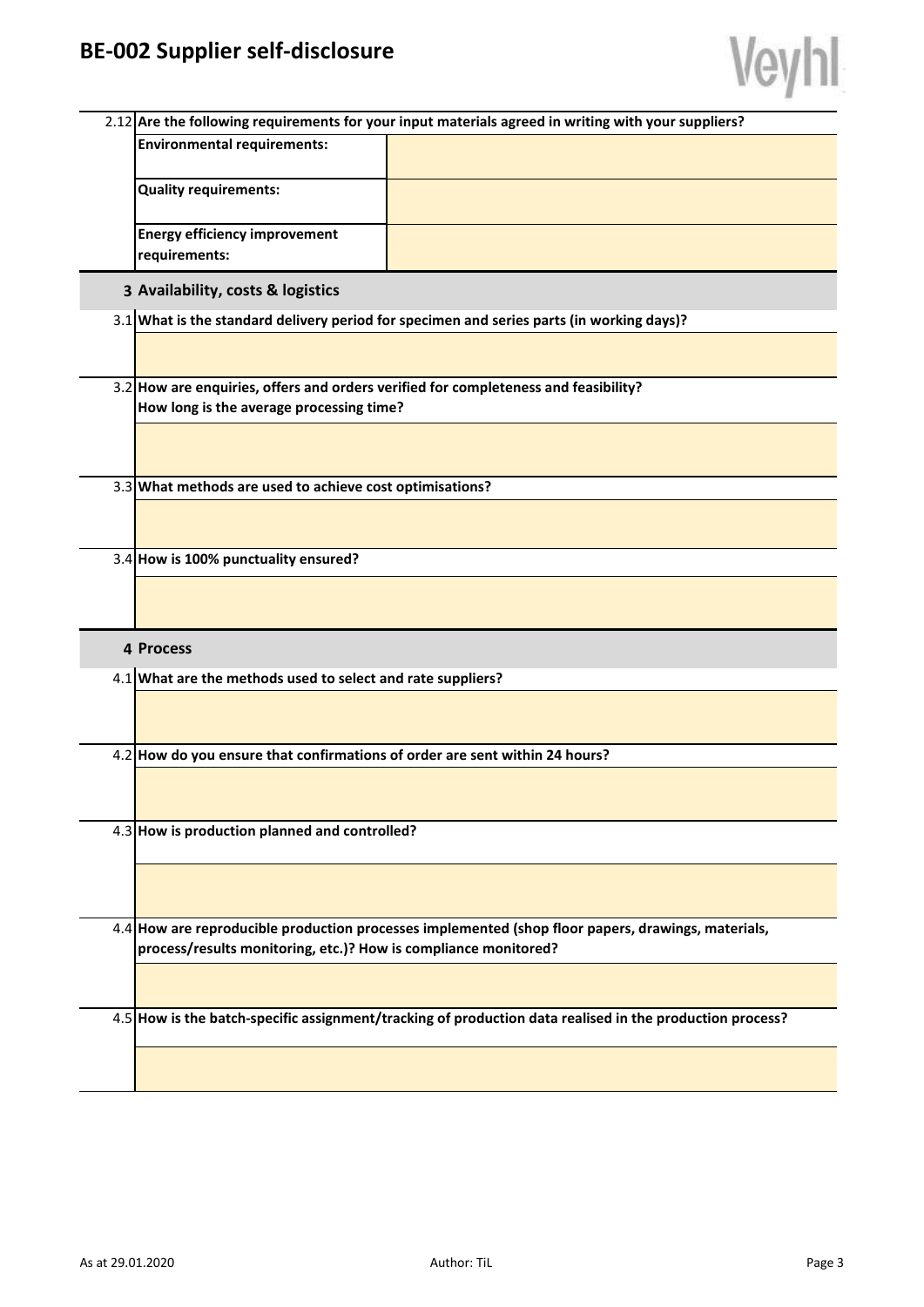2.12 **Are the following requirements for your input materials agreed in writing with your suppliers?**

| | |
|---|---|
| **Environmental requirements:** | |
| **Quality requirements:** | |
| **Energy efficiency improvement requirements:** | |

## 3 Availability, costs & logistics

3.1 **What is the standard delivery period for specimen and series parts (in working days)?**

3.2 **How are enquiries, offers and orders verified for completeness and feasibility?**
**How long is the average processing time?**

3.3 **What methods are used to achieve cost optimisations?**

3.4 **How is 100% punctuality ensured?**

## 4 Process

4.1 **What are the methods used to select and rate suppliers?**

4.2 **How do you ensure that confirmations of order are sent within 24 hours?**

4.3 **How is production planned and controlled?**

4.4 **How are reproducible production processes implemented (shop floor papers, drawings, materials, process/results monitoring, etc.)? How is compliance monitored?**

4.5 **How is the batch-specific assignment/tracking of production data realised in the production process?**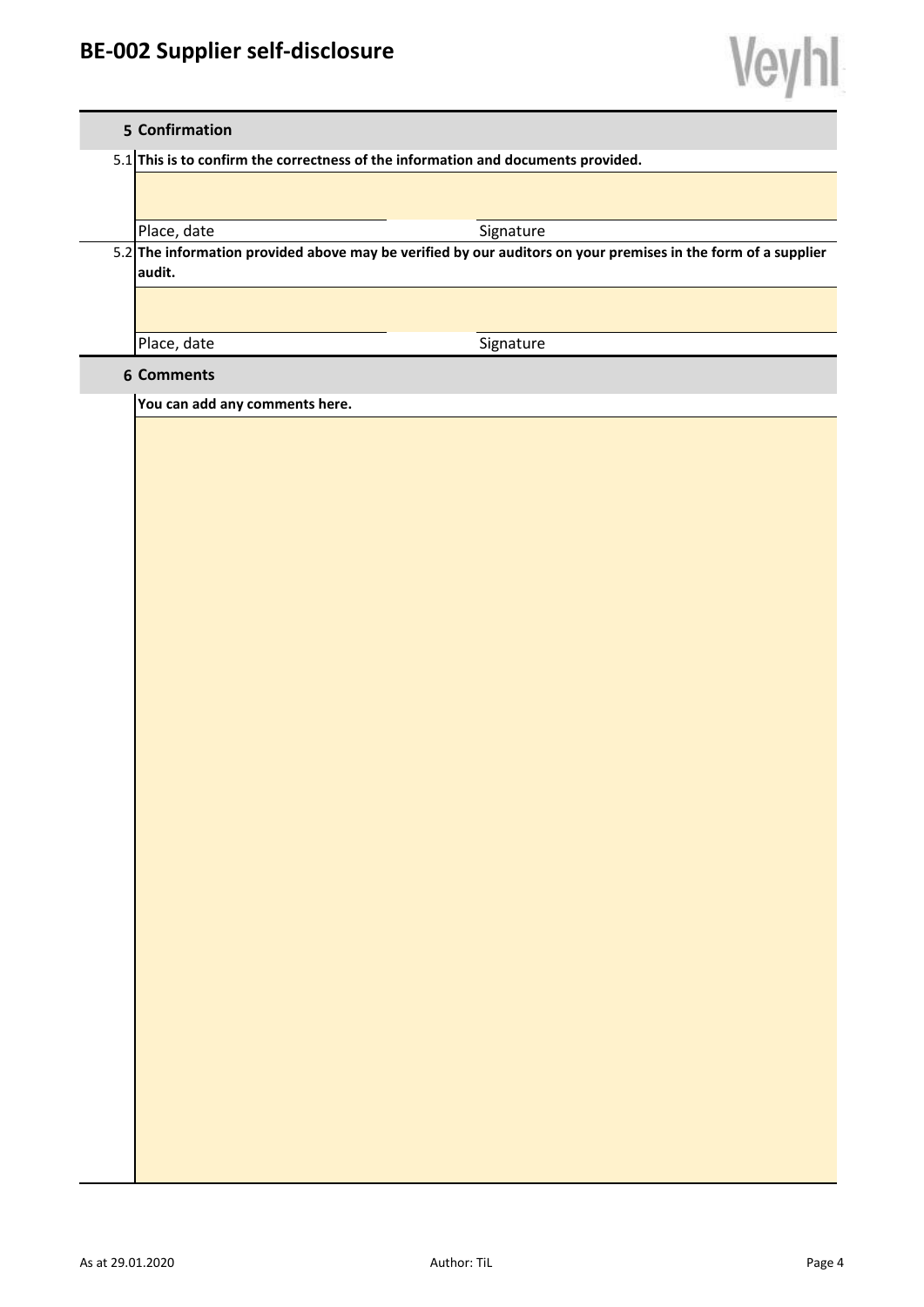## 5 Confirmation

5.1 **This is to confirm the correctness of the information and documents provided.**

Place, date | Signature

5.2 **The information provided above may be verified by our auditors on your premises in the form of a supplier audit.**

Place, date | Signature

## 6 Comments

**You can add any comments here.**